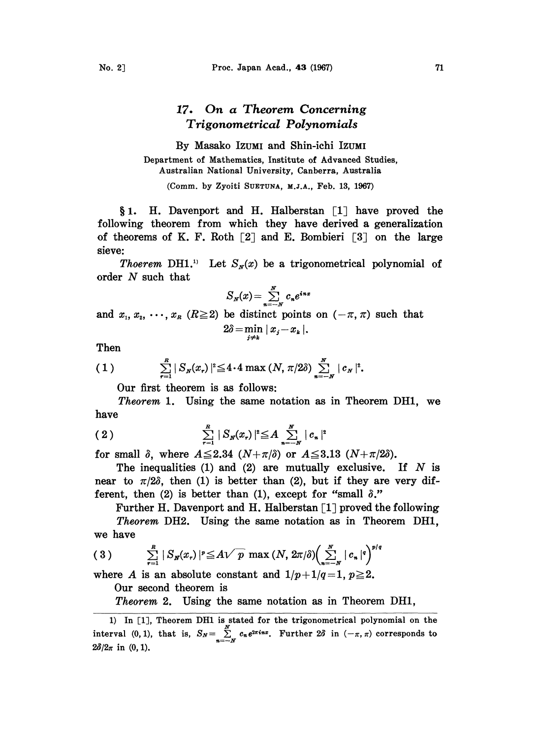# 17. On a Theorem Concerning Trigonometrical Polynomials

By Masako IZUMI and Shin-ichi IZUMI

Department of Mathematics, Institute of Advanced Studies, Australian National University, Canberra, Australia

(Comm. by Zyoiti SUETUNA, M.J.A., Feb. 13, 1967)

§1. H. Davenport and H. Halberstan [1] have proved the following theorem from which they have derived a generalization of theorems of K. F. Roth [2] and E. Bombieri [3] on the large sieve:

*Thoerem* DH1.[1] Let $S_N(x)$ be a trigonometrical polynomial of order $N$ such that

$$S_N(x)=\sum_{n=-N}^{N}c_ne^{inx}$$

and $x_1, x_2, \cdots, x_R$ $(R\geqq 2)$ be distinct points on $(-\pi, \pi)$ such that

$$2\delta=\min_{j\neq k}|x_j-x_k|.$$

Then

$$\sum_{r=1}^{R}|S_N(x_r)|^2\leqq 4\cdot 4\max(N, \pi/2\delta)\sum_{n=-N}^{N}|c_N|^2. \tag{1}$$

Our first theorem is as follows:

*Theorem* 1. Using the same notation as in Theorem DH1, we have

$$\sum_{r=1}^{R}|S_N(x_r)|^2\leqq A\sum_{n=-N}^{N}|c_n|^2 \tag{2}$$

for small $\delta$, where $A\leqq 2.34\ (N+\pi/\delta)$ or $A\leqq 3.13\ (N+\pi/2\delta)$.

The inequalities (1) and (2) are mutually exclusive. If $N$ is near to $\pi/2\delta$, then (1) is better than (2), but if they are very different, then (2) is better than (1), except for "small $\delta$."

Further H. Davenport and H. Halberstan [1] proved the following

*Theorem* DH2. Using the same notation as in Theorem DH1, we have

$$\sum_{r=1}^{R}|S_N(x_r)|^p\leqq A\sqrt{p}\max(N, 2\pi/\delta)\Big(\sum_{n=-N}^{N}|c_n|^q\Big)^{p/q} \tag{3}$$

where $A$ is an absolute constant and $1/p+1/q=1$, $p\geqq 2$.

Our second theorem is

*Theorem* 2. Using the same notation as in Theorem DH1,

---

1) In [1], Theorem DH1 is stated for the trigonometrical polynomial on the interval $(0, 1)$, that is, $S_N=\sum_{n=-N}^{N}c_ne^{2\pi inx}$. Further $2\delta$ in $(-\pi, \pi)$ corresponds to $2\delta/2\pi$ in $(0, 1)$.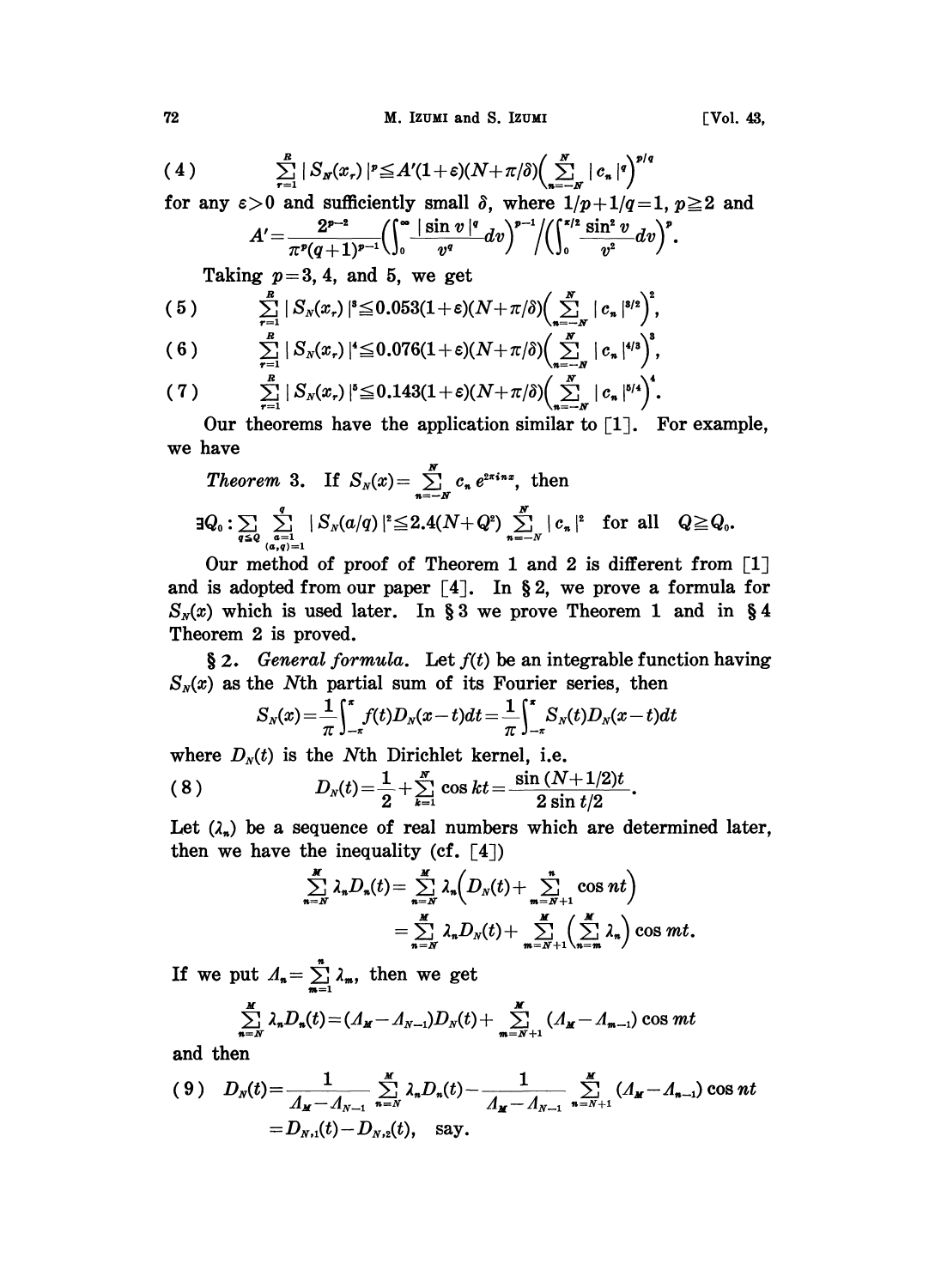$$(4) \qquad \sum_{r=1}^{R} |S_N(x_r)|^p \leqq A'(1+\varepsilon)(N+\pi/\delta)\Big(\sum_{n=-N}^{N} |c_n|^q\Big)^{p/q}$$

for any $\varepsilon>0$ and sufficiently small $\delta$, where $1/p+1/q=1$, $p\geqq 2$ and

$$A'=\frac{2^{p-2}}{\pi^p(q+1)^{p-1}}\Big(\int_0^\infty \frac{|\sin v|^q}{v^q}dv\Big)^{p-1}\Big/\Big(\int_0^{\pi/2}\frac{\sin^2 v}{v^2}dv\Big)^p.$$

Taking $p=3$, 4, and 5, we get

$$(5) \qquad \sum_{r=1}^{R} |S_N(x_r)|^3 \leqq 0.053(1+\varepsilon)(N+\pi/\delta)\Big(\sum_{n=-N}^{N} |c_n|^{3/2}\Big)^2,$$

$$(6) \qquad \sum_{r=1}^{R} |S_N(x_r)|^4 \leqq 0.076(1+\varepsilon)(N+\pi/\delta)\Big(\sum_{n=-N}^{N} |c_n|^{4/3}\Big)^3,$$

$$(7) \qquad \sum_{r=1}^{R} |S_N(x_r)|^5 \leqq 0.143(1+\varepsilon)(N+\pi/\delta)\Big(\sum_{n=-N}^{N} |c_n|^{5/4}\Big)^4.$$

Our theorems have the application similar to [1]. For example, we have

*Theorem* 3. If $S_N(x)=\sum_{n=-N}^{N} c_n e^{2\pi i n x}$, then

$$\exists Q_0 : \sum_{q\leq Q} \sum_{\substack{a=1\\(a,q)=1}}^{q} |S_N(a/q)|^2 \leqq 2.4(N+Q^2)\sum_{n=-N}^{N}|c_n|^2 \quad \text{for all} \quad Q\geqq Q_0.$$

Our method of proof of Theorem 1 and 2 is different from [1] and is adopted from our paper [4]. In § 2, we prove a formula for $S_N(x)$ which is used later. In § 3 we prove Theorem 1 and in § 4 Theorem 2 is proved.

§ 2. *General formula.* Let $f(t)$ be an integrable function having $S_N(x)$ as the $N$th partial sum of its Fourier series, then

$$S_N(x)=\frac{1}{\pi}\int_{-\pi}^{\pi} f(t)D_N(x-t)dt=\frac{1}{\pi}\int_{-\pi}^{\pi} S_N(t)D_N(x-t)dt$$

where $D_N(t)$ is the $N$th Dirichlet kernel, i.e.

$$(8) \qquad D_N(t)=\frac{1}{2}+\sum_{k=1}^{N}\cos kt=\frac{\sin(N+1/2)t}{2\sin t/2}.$$

Let $(\lambda_n)$ be a sequence of real numbers which are determined later, then we have the inequality (cf. [4])

$$\sum_{n=N}^{M}\lambda_n D_n(t)=\sum_{n=N}^{M}\lambda_n\Big(D_N(t)+\sum_{m=N+1}^{n}\cos nt\Big)$$
$$=\sum_{n=N}^{M}\lambda_n D_N(t)+\sum_{m=N+1}^{M}\Big(\sum_{n=m}^{M}\lambda_n\Big)\cos mt.$$

If we put $\Lambda_n=\sum_{m=1}^{n}\lambda_m$, then we get

$$\sum_{n=N}^{M}\lambda_n D_n(t)=(\Lambda_M-\Lambda_{N-1})D_N(t)+\sum_{m=N+1}^{M}(\Lambda_M-\Lambda_{m-1})\cos mt$$

and then

$$(9) \quad D_N(t)=\frac{1}{\Lambda_M-\Lambda_{N-1}}\sum_{n=N}^{M}\lambda_n D_n(t)-\frac{1}{\Lambda_M-\Lambda_{N-1}}\sum_{n=N+1}^{M}(\Lambda_M-\Lambda_{n-1})\cos nt$$
$$=D_{N,1}(t)-D_{N,2}(t), \quad \text{say.}$$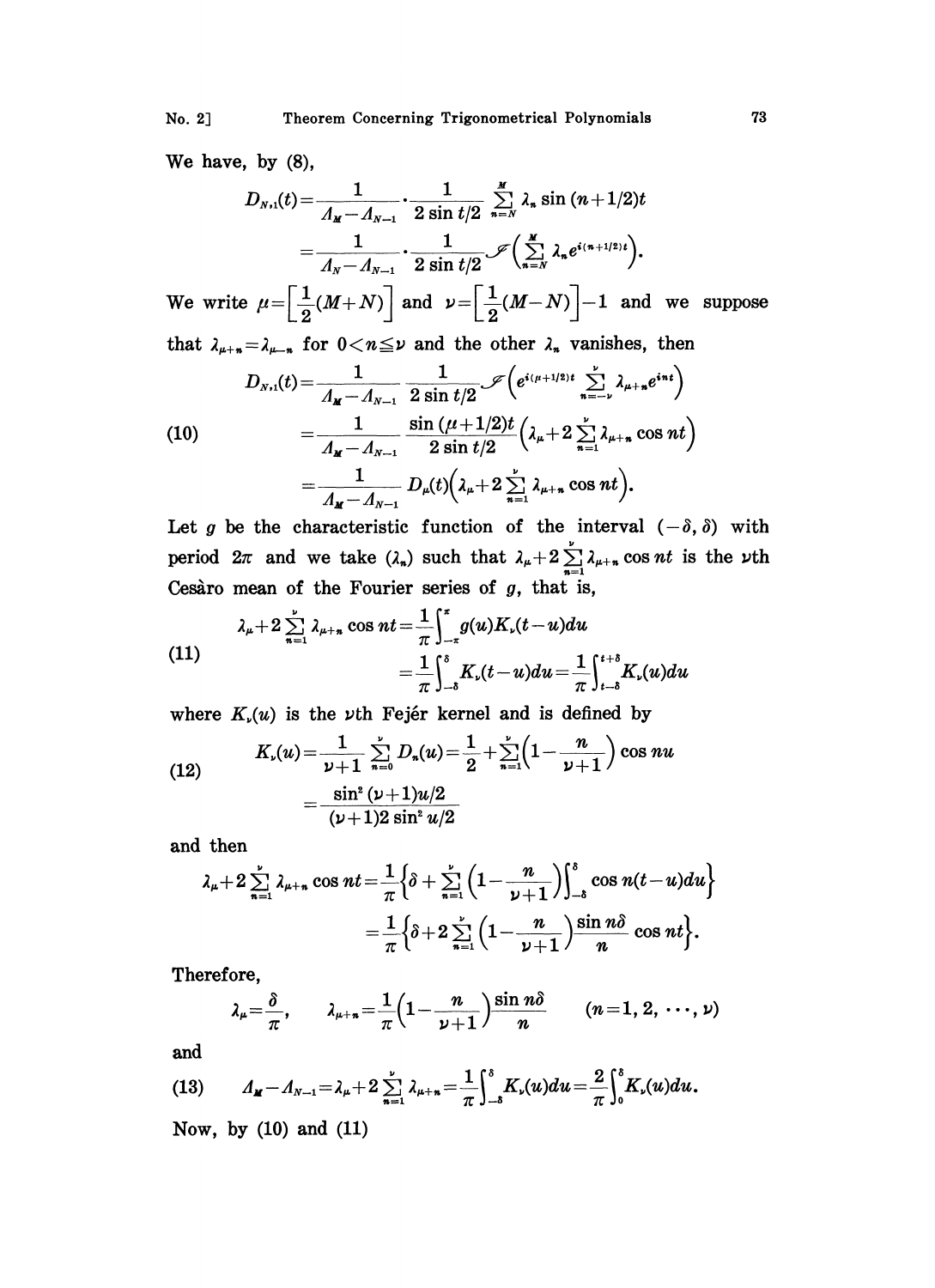We have, by (8),

$$D_{N,1}(t)=\frac{1}{\Lambda_M-\Lambda_{N-1}}\cdot\frac{1}{2\sin t/2}\sum_{n=N}^{M}\lambda_n\sin(n+1/2)t$$
$$=\frac{1}{\Lambda_N-\Lambda_{N-1}}\cdot\frac{1}{2\sin t/2}\mathscr{I}\Big(\sum_{n=N}^{M}\lambda_n e^{i(n+1/2)t}\Big).$$

We write $\mu=\Big[\frac{1}{2}(M+N)\Big]$ and $\nu=\Big[\frac{1}{2}(M-N)\Big]-1$ and we suppose that $\lambda_{\mu+n}=\lambda_{\mu-n}$ for $0<n\leqq\nu$ and the other $\lambda_n$ vanishes, then

$$\begin{aligned}D_{N,1}(t)&=\frac{1}{\Lambda_M-\Lambda_{N-1}}\,\frac{1}{2\sin t/2}\mathscr{I}\Big(e^{i(\mu+1/2)t}\sum_{n=-\nu}^{\nu}\lambda_{\mu+n}e^{int}\Big)\\ &=\frac{1}{\Lambda_M-\Lambda_{N-1}}\,\frac{\sin(\mu+1/2)t}{2\sin t/2}\Big(\lambda_\mu+2\sum_{n=1}^{\nu}\lambda_{\mu+n}\cos nt\Big)\\ &=\frac{1}{\Lambda_M-\Lambda_{N-1}}\,D_\mu(t)\Big(\lambda_\mu+2\sum_{n=1}^{\nu}\lambda_{\mu+n}\cos nt\Big).\end{aligned}\tag{10}$$

Let $g$ be the characteristic function of the interval $(-\delta,\delta)$ with period $2\pi$ and we take $(\lambda_n)$ such that $\lambda_\mu+2\sum_{n=1}^{\nu}\lambda_{\mu+n}\cos nt$ is the $\nu$th Cesàro mean of the Fourier series of $g$, that is,

$$\begin{aligned}\lambda_\mu+2\sum_{n=1}^{\nu}\lambda_{\mu+n}\cos nt&=\frac{1}{\pi}\int_{-\pi}^{\pi}g(u)K_\nu(t-u)du\\ &=\frac{1}{\pi}\int_{-\delta}^{\delta}K_\nu(t-u)du=\frac{1}{\pi}\int_{t-\delta}^{t+\delta}K_\nu(u)du\end{aligned}\tag{11}$$

where $K_\nu(u)$ is the $\nu$th Fejér kernel and is defined by

$$\begin{aligned}K_\nu(u)&=\frac{1}{\nu+1}\sum_{n=0}^{\nu}D_n(u)=\frac{1}{2}+\sum_{n=1}^{\nu}\Big(1-\frac{n}{\nu+1}\Big)\cos nu\\ &=\frac{\sin^2(\nu+1)u/2}{(\nu+1)2\sin^2 u/2}\end{aligned}\tag{12}$$

and then

$$\begin{aligned}\lambda_\mu+2\sum_{n=1}^{\nu}\lambda_{\mu+n}\cos nt&=\frac{1}{\pi}\Big\{\delta+\sum_{n=1}^{\nu}\Big(1-\frac{n}{\nu+1}\Big)\int_{-\delta}^{\delta}\cos n(t-u)du\Big\}\\ &=\frac{1}{\pi}\Big\{\delta+2\sum_{n=1}^{\nu}\Big(1-\frac{n}{\nu+1}\Big)\frac{\sin n\delta}{n}\cos nt\Big\}.\end{aligned}$$

Therefore,

$$\lambda_\mu=\frac{\delta}{\pi},\qquad \lambda_{\mu+n}=\frac{1}{\pi}\Big(1-\frac{n}{\nu+1}\Big)\frac{\sin n\delta}{n}\qquad(n=1,2,\cdots,\nu)$$

and

$$\Lambda_M-\Lambda_{N-1}=\lambda_\mu+2\sum_{n=1}^{\nu}\lambda_{\mu+n}=\frac{1}{\pi}\int_{-\delta}^{\delta}K_\nu(u)du=\frac{2}{\pi}\int_{0}^{\delta}K_\nu(u)du.\tag{13}$$

Now, by (10) and (11)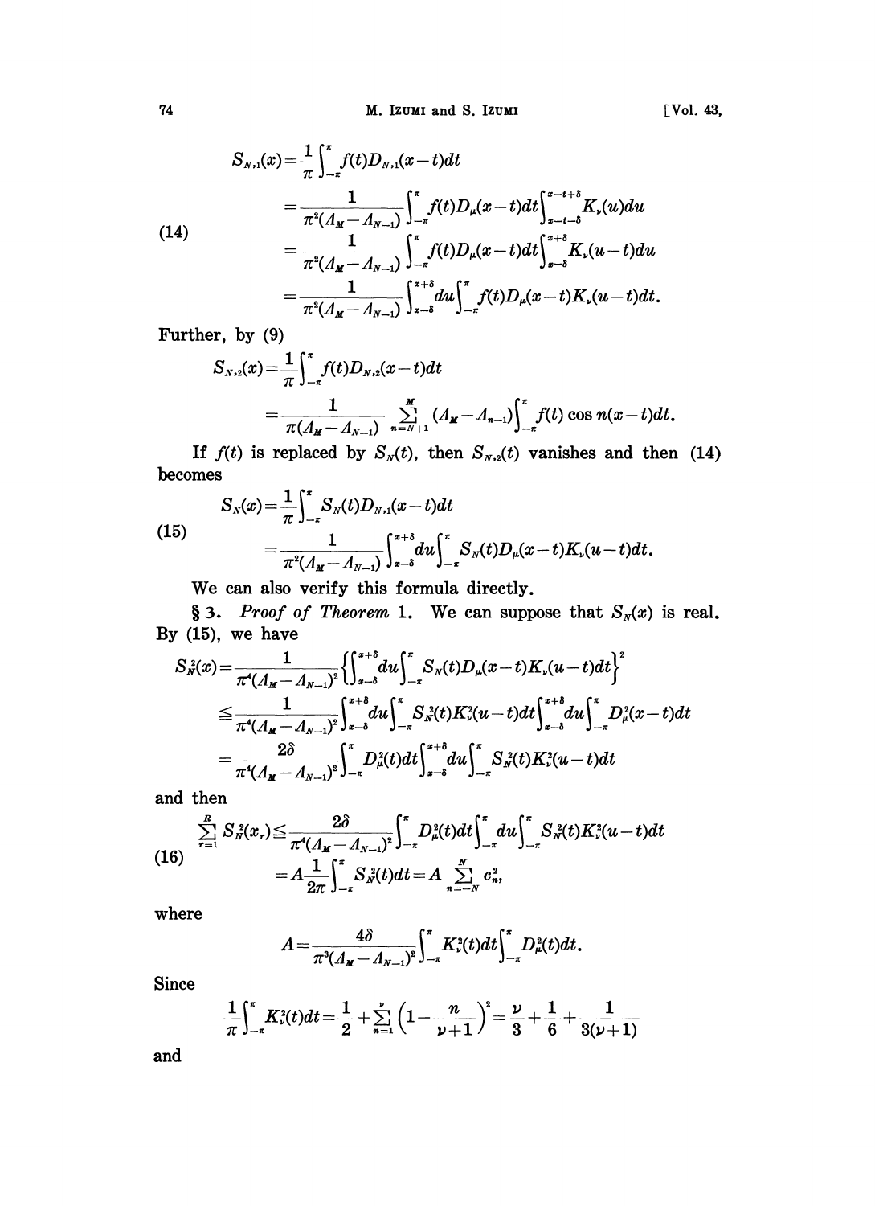$$
(14)\quad
\begin{aligned}
S_{N,1}(x) &= \frac{1}{\pi}\int_{-\pi}^{\pi} f(t) D_{N,1}(x-t)\,dt \\
&= \frac{1}{\pi^2(\Lambda_M - \Lambda_{N-1})}\int_{-\pi}^{\pi} f(t) D_\mu(x-t)\,dt \int_{x-t-\delta}^{x-t+\delta} K_\nu(u)\,du \\
&= \frac{1}{\pi^2(\Lambda_M - \Lambda_{N-1})}\int_{-\pi}^{\pi} f(t) D_\mu(x-t)\,dt \int_{x-\delta}^{x+\delta} K_\nu(u-t)\,du \\
&= \frac{1}{\pi^2(\Lambda_M - \Lambda_{N-1})}\int_{x-\delta}^{x+\delta} du \int_{-\pi}^{\pi} f(t) D_\mu(x-t) K_\nu(u-t)\,dt.
\end{aligned}
$$

Further, by (9)

$$
\begin{aligned}
S_{N,2}(x) &= \frac{1}{\pi}\int_{-\pi}^{\pi} f(t) D_{N,2}(x-t)\,dt \\
&= \frac{1}{\pi(\Lambda_M - \Lambda_{N-1})}\sum_{n=N+1}^{M} (\Lambda_M - \Lambda_{n-1})\int_{-\pi}^{\pi} f(t)\cos n(x-t)\,dt.
\end{aligned}
$$

If $f(t)$ is replaced by $S_N(t)$, then $S_{N,2}(t)$ vanishes and then (14) becomes

$$
(15)\quad
\begin{aligned}
S_N(x) &= \frac{1}{\pi}\int_{-\pi}^{\pi} S_N(t) D_{N,1}(x-t)\,dt \\
&= \frac{1}{\pi^2(\Lambda_M - \Lambda_{N-1})}\int_{x-\delta}^{x+\delta} du \int_{-\pi}^{\pi} S_N(t) D_\mu(x-t) K_\nu(u-t)\,dt.
\end{aligned}
$$

We can also verify this formula directly.

**§3.** *Proof of Theorem* 1. We can suppose that $S_N(x)$ is real. By (15), we have

$$
\begin{aligned}
S_N^2(x) &= \frac{1}{\pi^4(\Lambda_M - \Lambda_{N-1})^2}\left\{\int_{x-\delta}^{x+\delta} du \int_{-\pi}^{\pi} S_N(t) D_\mu(x-t) K_\nu(u-t)\,dt\right\}^2 \\
&\leqq \frac{1}{\pi^4(\Lambda_M - \Lambda_{N-1})^2}\int_{x-\delta}^{x+\delta} du \int_{-\pi}^{\pi} S_N^2(t) K_\nu^2(u-t)\,dt \int_{x-\delta}^{x+\delta} du \int_{-\pi}^{\pi} D_\mu^2(x-t)\,dt \\
&= \frac{2\delta}{\pi^4(\Lambda_M - \Lambda_{N-1})^2}\int_{-\pi}^{\pi} D_\mu^2(t)\,dt \int_{x-\delta}^{x+\delta} du \int_{-\pi}^{\pi} S_N^2(t) K_\nu^2(u-t)\,dt
\end{aligned}
$$

and then

$$
(16)\quad
\begin{aligned}
\sum_{r=1}^{R} S_N^2(x_r) &\leqq \frac{2\delta}{\pi^4(\Lambda_M - \Lambda_{N-1})^2}\int_{-\pi}^{\pi} D_\mu^2(t)\,dt \int_{-\pi}^{\pi} du \int_{-\pi}^{\pi} S_N^2(t) K_\nu^2(u-t)\,dt \\
&= A\frac{1}{2\pi}\int_{-\pi}^{\pi} S_N^2(t)\,dt = A\sum_{n=-N}^{N} c_n^2,
\end{aligned}
$$

where

$$
A = \frac{4\delta}{\pi^3(\Lambda_M - \Lambda_{N-1})^2}\int_{-\pi}^{\pi} K_\nu^2(t)\,dt \int_{-\pi}^{\pi} D_\mu^2(t)\,dt.
$$

Since

$$
\frac{1}{\pi}\int_{-\pi}^{\pi} K_\nu^2(t)\,dt = \frac{1}{2} + \sum_{n=1}^{\nu}\left(1 - \frac{n}{\nu+1}\right)^2 = \frac{\nu}{3} + \frac{1}{6} + \frac{1}{3(\nu+1)}
$$

and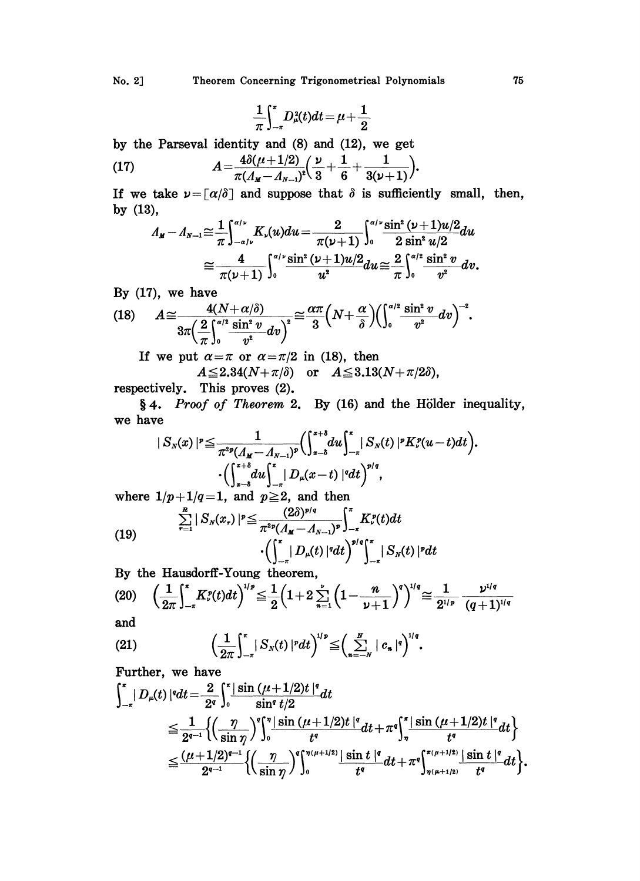$$\frac{1}{\pi}\int_{-\pi}^{\pi} D_\mu^2(t)dt = \mu + \frac{1}{2}$$

by the Parseval identity and (8) and (12), we get

$$A = \frac{4\delta(\mu+1/2)}{\pi(\Lambda_M - \Lambda_{N-1})^2}\left(\frac{\nu}{3} + \frac{1}{6} + \frac{1}{3(\nu+1)}\right). \tag{17}$$

If we take $\nu = [\alpha/\delta]$ and suppose that $\delta$ is sufficiently small, then, by (13),

$$\Lambda_M - \Lambda_{N-1} \cong \frac{1}{\pi}\int_{-\alpha/\nu}^{\alpha/\nu} K_\nu(u)du = \frac{2}{\pi(\nu+1)}\int_0^{\alpha/\nu}\frac{\sin^2(\nu+1)u/2}{2\sin^2 u/2}du$$

$$\cong \frac{4}{\pi(\nu+1)}\int_0^{\alpha/\nu}\frac{\sin^2(\nu+1)u/2}{u^2}du \cong \frac{2}{\pi}\int_0^{\alpha/2}\frac{\sin^2 v}{v^2}dv.$$

By (17), we have

$$A \cong \frac{4(N+\alpha/\delta)}{3\pi\left(\frac{2}{\pi}\int_0^{\alpha/2}\frac{\sin^2 v}{v^2}dv\right)^2} \cong \frac{\alpha\pi}{3}\left(N + \frac{\alpha}{\delta}\right)\left(\int_0^{\alpha/2}\frac{\sin^2 v}{v^2}dv\right)^{-2}. \tag{18}$$

If we put $\alpha = \pi$ or $\alpha = \pi/2$ in (18), then

$$A \leqq 2.34(N + \pi/\delta) \quad \text{or} \quad A \leqq 3.13(N + \pi/2\delta),$$

respectively. This proves (2).

§ 4. *Proof of Theorem* 2. By (16) and the Hölder inequality, we have

$$|S_N(x)|^p \leqq \frac{1}{\pi^{2p}(\Lambda_M - \Lambda_{N-1})^p}\left(\int_{x-\delta}^{x+\delta}du\int_{-\pi}^{\pi}|S_N(t)|^p K_\nu^p(u-t)dt\right).$$

$$\cdot\left(\int_{x-\delta}^{x+\delta}du\int_{-\pi}^{\pi}|D_\mu(x-t)|^q dt\right)^{p/q},$$

where $1/p + 1/q = 1$, and $p \geqq 2$, and then

$$\begin{aligned}\sum_{r=1}^{R}|S_N(x_r)|^p \leqq &\frac{(2\delta)^{p/q}}{\pi^{2p}(\Lambda_M - \Lambda_{N-1})^p}\int_{-\pi}^{\pi}K_\nu^p(t)dt \\ &\cdot\left(\int_{-\pi}^{\pi}|D_\mu(t)|^q dt\right)^{p/q}\int_{-\pi}^{\pi}|S_N(t)|^p dt\end{aligned} \tag{19}$$

By the Hausdorff-Young theorem,

$$\left(\frac{1}{2\pi}\int_{-\pi}^{\pi}K_\nu^p(t)dt\right)^{1/p} \leqq \frac{1}{2}\left(1 + 2\sum_{n=1}^{\nu}\left(1 - \frac{n}{\nu+1}\right)^q\right)^{1/q} \cong \frac{1}{2^{1/p}}\frac{\nu^{1/q}}{(q+1)^{1/q}} \tag{20}$$

and

$$\left(\frac{1}{2\pi}\int_{-\pi}^{\pi}|S_N(t)|^p dt\right)^{1/p} \leqq \left(\sum_{n=-N}^{N}|c_n|^q\right)^{1/q}. \tag{21}$$

Further, we have

$$\int_{-\pi}^{\pi}|D_\mu(t)|^q dt = \frac{2}{2^q}\int_0^{\pi}\frac{|\sin(\mu+1/2)t|^q}{\sin^q t/2}dt$$

$$\leqq \frac{1}{2^{q-1}}\left\{\left(\frac{\eta}{\sin\eta}\right)^q\int_0^{\eta}\frac{|\sin(\mu+1/2)t|^q}{t^q}dt + \pi^q\int_{\eta}^{\pi}\frac{|\sin(\mu+1/2)t|^q}{t^q}dt\right\}$$

$$\leqq \frac{(\mu+1/2)^{q-1}}{2^{q-1}}\left\{\left(\frac{\eta}{\sin\eta}\right)^q\int_0^{\eta(\mu+1/2)}\frac{|\sin t|^q}{t^q}dt + \pi^q\int_{\eta(\mu+1/2)}^{\pi(\mu+1/2)}\frac{|\sin t|^q}{t^q}dt\right\}.$$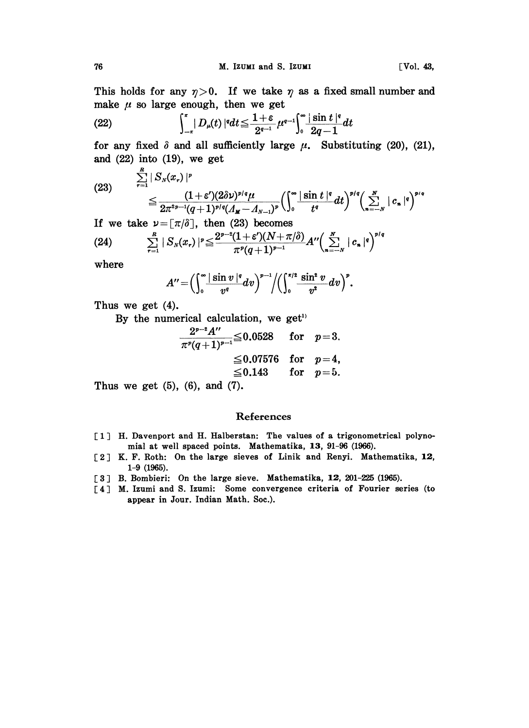This holds for any $\eta>0$. If we take $\eta$ as a fixed small number and make $\mu$ so large enough, then we get

$$\int_{-\pi}^{\pi} |D_\mu(t)|^q dt \leq \frac{1+\varepsilon}{2^{q-1}} \mu^{q-1} \int_0^\infty \frac{|\sin t|^q}{2q-1} dt \tag{22}$$

for any fixed $\delta$ and all sufficiently large $\mu$. Substituting (20), (21), and (22) into (19), we get

$$\begin{aligned}\sum_{r=1}^{R} |S_N(x_r)|^p \\ \leq \frac{(1+\varepsilon')(2\delta\nu)^{p/q}\mu}{2\pi^{2p-1}(q+1)^{p/q}(\Lambda_M-\Lambda_{N-1})^p} \left(\int_0^\infty \frac{|\sin t|^q}{t^q} dt\right)^{p/q} \left(\sum_{n=-N}^{N} |c_n|^q\right)^{p/q}\end{aligned} \tag{23}$$

If we take $\nu=[\pi/\delta]$, then (23) becomes

$$\sum_{r=1}^{R} |S_N(x_r)|^p \leq \frac{2^{p-2}(1+\varepsilon')(N+\pi/\delta)}{\pi^p(q+1)^{p-1}} A'' \left(\sum_{n=-N}^{N} |c_n|^q\right)^{p/q} \tag{24}$$

where

$$A'' = \left(\int_0^\infty \frac{|\sin v|^q}{v^q} dv\right)^{p-1} \Big/ \left(\int_0^{\pi/2} \frac{\sin^2 v}{v^2} dv\right)^p.$$

Thus we get (4).

By the numerical calculation, we get[1)]

$$\begin{aligned}\frac{2^{p-2}A''}{\pi^p(q+1)^{p-1}} &\leq 0.0528 \quad \text{for} \quad p=3. \\ &\leq 0.07576 \quad \text{for} \quad p=4, \\ &\leq 0.143 \quad \text{for} \quad p=5.\end{aligned}$$

Thus we get (5), (6), and (7).

## References

[1] H. Davenport and H. Halberstan: The values of a trigonometrical polynomial at well spaced points. Mathematika, **13**, 91–96 (1966).

[2] K. F. Roth: On the large sieves of Linik and Renyi. Mathematika, **12**, 1–9 (1965).

[3] B. Bombieri: On the large sieve. Mathematika, **12**, 201–225 (1965).

[4] M. Izumi and S. Izumi: Some convergence criteria of Fourier series (to appear in Jour. Indian Math. Soc.).